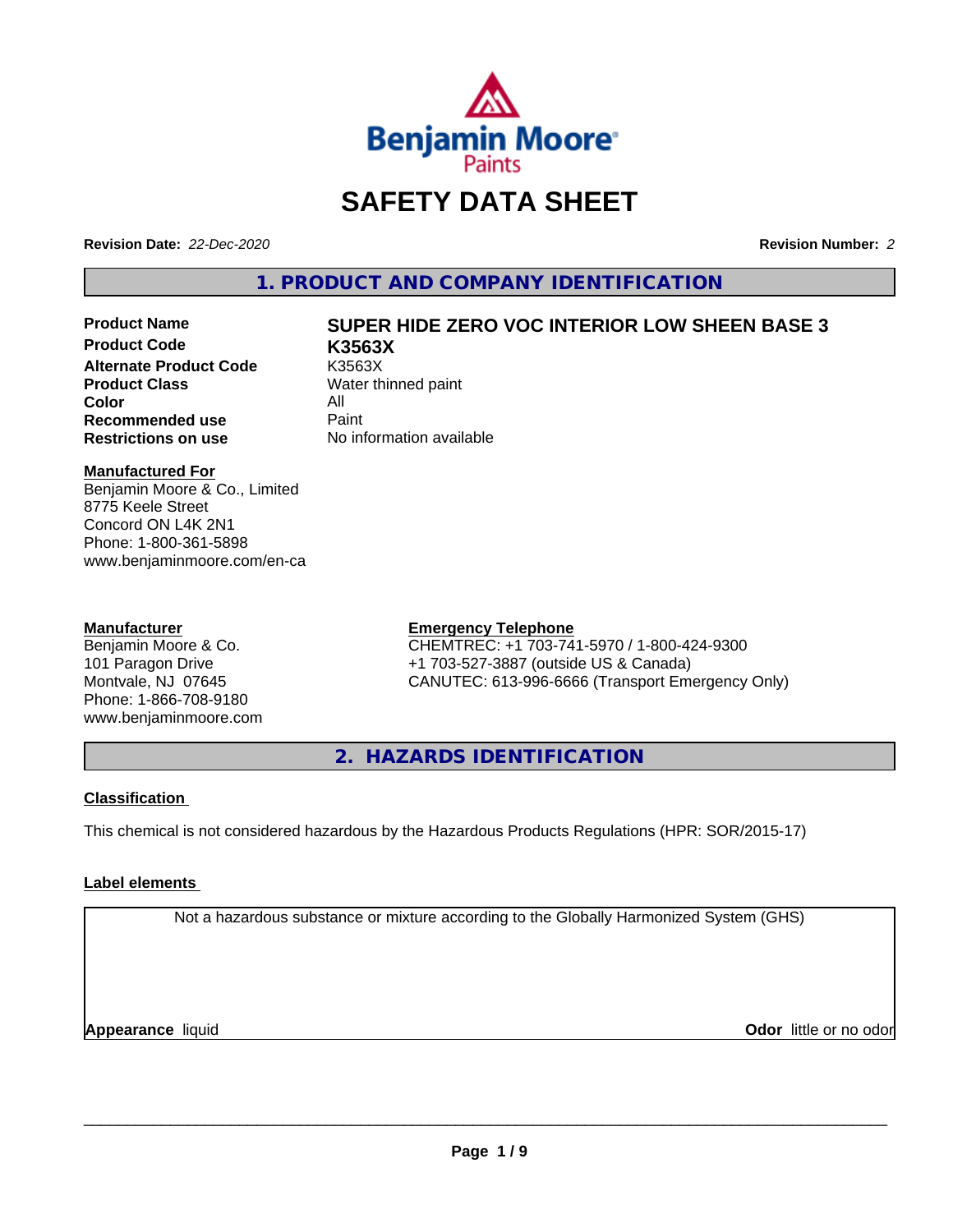# SAFETY DATA SHEET

**Revision Date:** *22-Dec-2020*

**Revision Number:** *2*

## 1. PRODUCT AND COMPANY IDENTIFICATION

| | |
|---|---|
| **Product Name** | **SUPER HIDE ZERO VOC INTERIOR LOW SHEEN BASE 3** |
| **Product Code** | **K3563X** |
| **Alternate Product Code** | K3563X |
| **Product Class** | Water thinned paint |
| **Color** | All |
| **Recommended use** | Paint |
| **Restrictions on use** | No information available |

**Manufactured For**
Benjamin Moore & Co., Limited
8775 Keele Street
Concord ON L4K 2N1
Phone: 1-800-361-5898
www.benjaminmoore.com/en-ca

**Manufacturer**
Benjamin Moore & Co.
101 Paragon Drive
Montvale, NJ 07645
Phone: 1-866-708-9180
www.benjaminmoore.com

**Emergency Telephone**
CHEMTREC: +1 703-741-5970 / 1-800-424-9300
+1 703-527-3887 (outside US & Canada)
CANUTEC: 613-996-6666 (Transport Emergency Only)

## 2. HAZARDS IDENTIFICATION

**Classification**

This chemical is not considered hazardous by the Hazardous Products Regulations (HPR: SOR/2015-17)

**Label elements**

Not a hazardous substance or mixture according to the Globally Harmonized System (GHS)

**Appearance** liquid

**Odor** little or no odor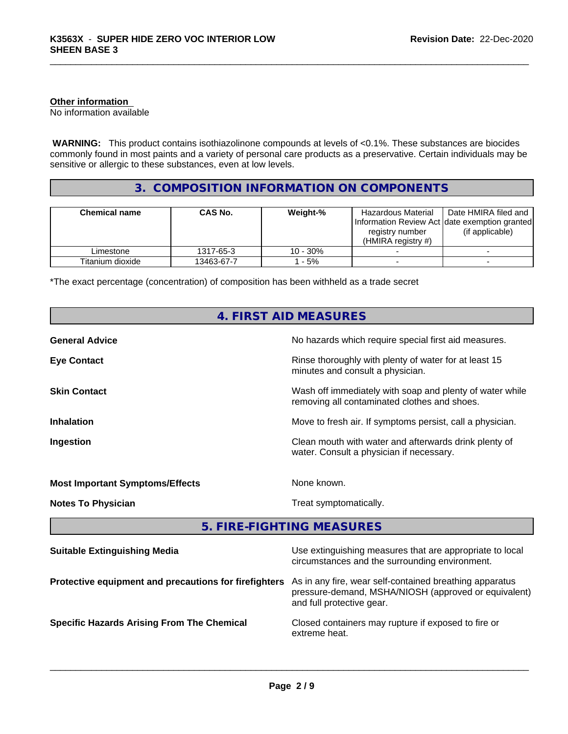**Other information**
No information available

**WARNING:** This product contains isothiazolinone compounds at levels of <0.1%. These substances are biocides commonly found in most paints and a variety of personal care products as a preservative. Certain individuals may be sensitive or allergic to these substances, even at low levels.

## 3. COMPOSITION INFORMATION ON COMPONENTS

| Chemical name | CAS No. | Weight-% | Hazardous Material Information Review Act registry number (HMIRA registry #) | Date HMIRA filed and date exemption granted (if applicable) |
|---|---|---|---|---|
| Limestone | 1317-65-3 | 10 - 30% | - | - |
| Titanium dioxide | 13463-67-7 | 1 - 5% | - | - |

*The exact percentage (concentration) of composition has been withheld as a trade secret

## 4. FIRST AID MEASURES

**General Advice** — No hazards which require special first aid measures.

**Eye Contact** — Rinse thoroughly with plenty of water for at least 15 minutes and consult a physician.

**Skin Contact** — Wash off immediately with soap and plenty of water while removing all contaminated clothes and shoes.

**Inhalation** — Move to fresh air. If symptoms persist, call a physician.

**Ingestion** — Clean mouth with water and afterwards drink plenty of water. Consult a physician if necessary.

**Most Important Symptoms/Effects** — None known.

**Notes To Physician** — Treat symptomatically.

## 5. FIRE-FIGHTING MEASURES

**Suitable Extinguishing Media** — Use extinguishing measures that are appropriate to local circumstances and the surrounding environment.

**Protective equipment and precautions for firefighters** — As in any fire, wear self-contained breathing apparatus pressure-demand, MSHA/NIOSH (approved or equivalent) and full protective gear.

**Specific Hazards Arising From The Chemical** — Closed containers may rupture if exposed to fire or extreme heat.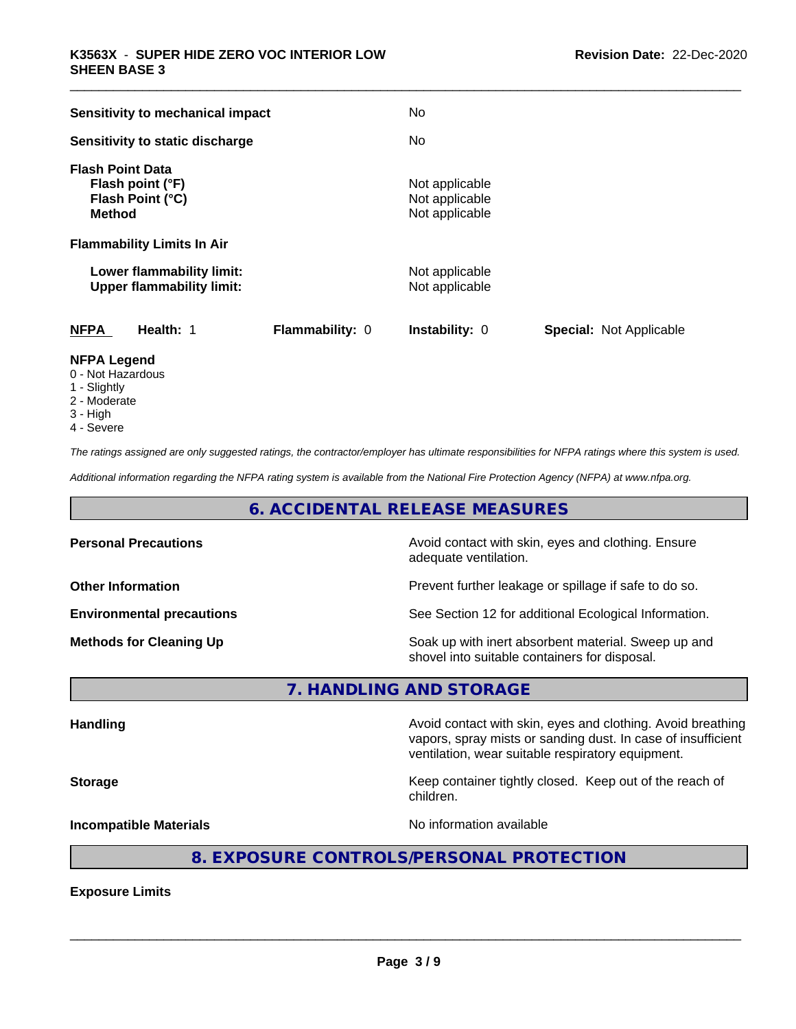| | |
|---|---|
| **Sensitivity to mechanical impact** | No |
| **Sensitivity to static discharge** | No |

**Flash Point Data**

| | |
|---|---|
| **Flash point (°F)** | Not applicable |
| **Flash Point (°C)** | Not applicable |
| **Method** | Not applicable |

**Flammability Limits In Air**

| | |
|---|---|
| **Lower flammability limit:** | Not applicable |
| **Upper flammability limit:** | Not applicable |

| **NFPA** | **Health:** 1 | **Flammability:** 0 | **Instability:** 0 | **Special:** Not Applicable |
|---|---|---|---|---|

**NFPA Legend**

0 - Not Hazardous
1 - Slightly
2 - Moderate
3 - High
4 - Severe

*The ratings assigned are only suggested ratings, the contractor/employer has ultimate responsibilities for NFPA ratings where this system is used.*

*Additional information regarding the NFPA rating system is available from the National Fire Protection Agency (NFPA) at www.nfpa.org.*

## 6. ACCIDENTAL RELEASE MEASURES

| | |
|---|---|
| **Personal Precautions** | Avoid contact with skin, eyes and clothing. Ensure adequate ventilation. |
| **Other Information** | Prevent further leakage or spillage if safe to do so. |
| **Environmental precautions** | See Section 12 for additional Ecological Information. |
| **Methods for Cleaning Up** | Soak up with inert absorbent material. Sweep up and shovel into suitable containers for disposal. |

## 7. HANDLING AND STORAGE

| | |
|---|---|
| **Handling** | Avoid contact with skin, eyes and clothing. Avoid breathing vapors, spray mists or sanding dust. In case of insufficient ventilation, wear suitable respiratory equipment. |
| **Storage** | Keep container tightly closed. Keep out of the reach of children. |
| **Incompatible Materials** | No information available |

## 8. EXPOSURE CONTROLS/PERSONAL PROTECTION

**Exposure Limits**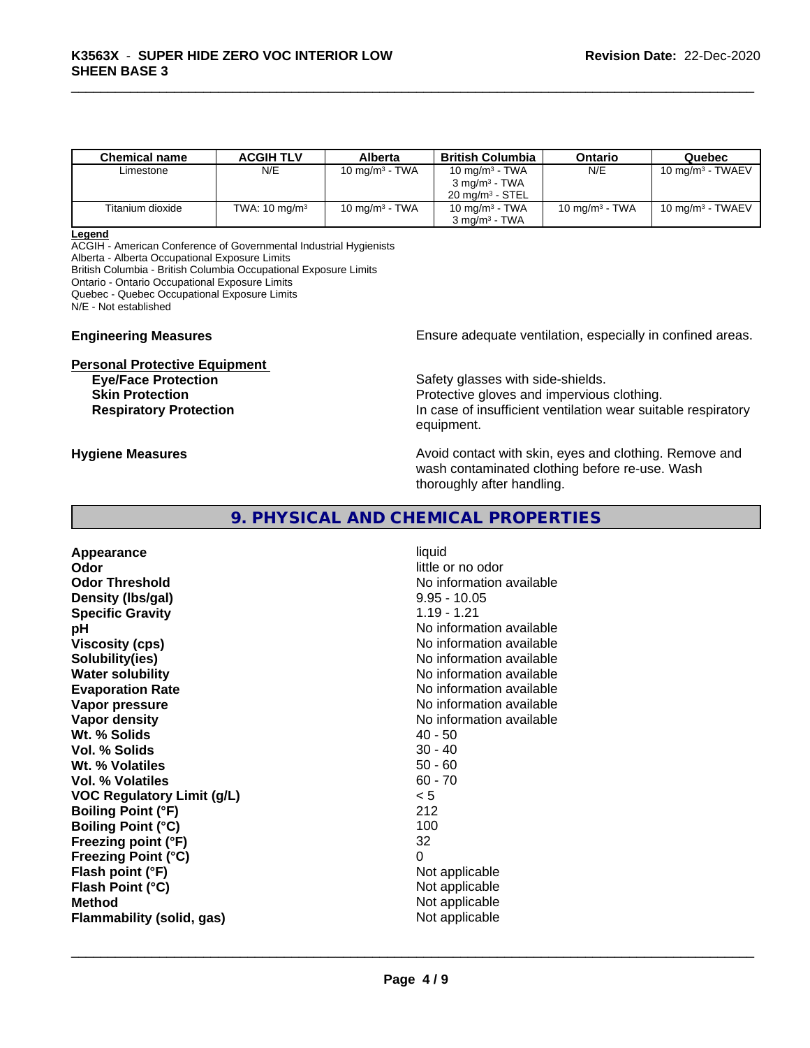| Chemical name | ACGIH TLV | Alberta | British Columbia | Ontario | Quebec |
|---|---|---|---|---|---|
| Limestone | N/E | 10 mg/m³ - TWA | 10 mg/m³ - TWA<br>3 mg/m³ - TWA<br>20 mg/m³ - STEL | N/E | 10 mg/m³ - TWAEV |
| Titanium dioxide | TWA: 10 mg/m³ | 10 mg/m³ - TWA | 10 mg/m³ - TWA<br>3 mg/m³ - TWA | 10 mg/m³ - TWA | 10 mg/m³ - TWAEV |

**Legend**

ACGIH - American Conference of Governmental Industrial Hygienists
Alberta - Alberta Occupational Exposure Limits
British Columbia - British Columbia Occupational Exposure Limits
Ontario - Ontario Occupational Exposure Limits
Quebec - Quebec Occupational Exposure Limits
N/E - Not established

**Engineering Measures** Ensure adequate ventilation, especially in confined areas.

**Personal Protective Equipment**

**Eye/Face Protection** Safety glasses with side-shields.
**Skin Protection** Protective gloves and impervious clothing.
**Respiratory Protection** In case of insufficient ventilation wear suitable respiratory equipment.

**Hygiene Measures** Avoid contact with skin, eyes and clothing. Remove and wash contaminated clothing before re-use. Wash thoroughly after handling.

## 9. PHYSICAL AND CHEMICAL PROPERTIES

| | |
|---|---|
| **Appearance** | liquid |
| **Odor** | little or no odor |
| **Odor Threshold** | No information available |
| **Density (lbs/gal)** | 9.95 - 10.05 |
| **Specific Gravity** | 1.19 - 1.21 |
| **pH** | No information available |
| **Viscosity (cps)** | No information available |
| **Solubility(ies)** | No information available |
| **Water solubility** | No information available |
| **Evaporation Rate** | No information available |
| **Vapor pressure** | No information available |
| **Vapor density** | No information available |
| **Wt. % Solids** | 40 - 50 |
| **Vol. % Solids** | 30 - 40 |
| **Wt. % Volatiles** | 50 - 60 |
| **Vol. % Volatiles** | 60 - 70 |
| **VOC Regulatory Limit (g/L)** | < 5 |
| **Boiling Point (°F)** | 212 |
| **Boiling Point (°C)** | 100 |
| **Freezing point (°F)** | 32 |
| **Freezing Point (°C)** | 0 |
| **Flash point (°F)** | Not applicable |
| **Flash Point (°C)** | Not applicable |
| **Method** | Not applicable |
| **Flammability (solid, gas)** | Not applicable |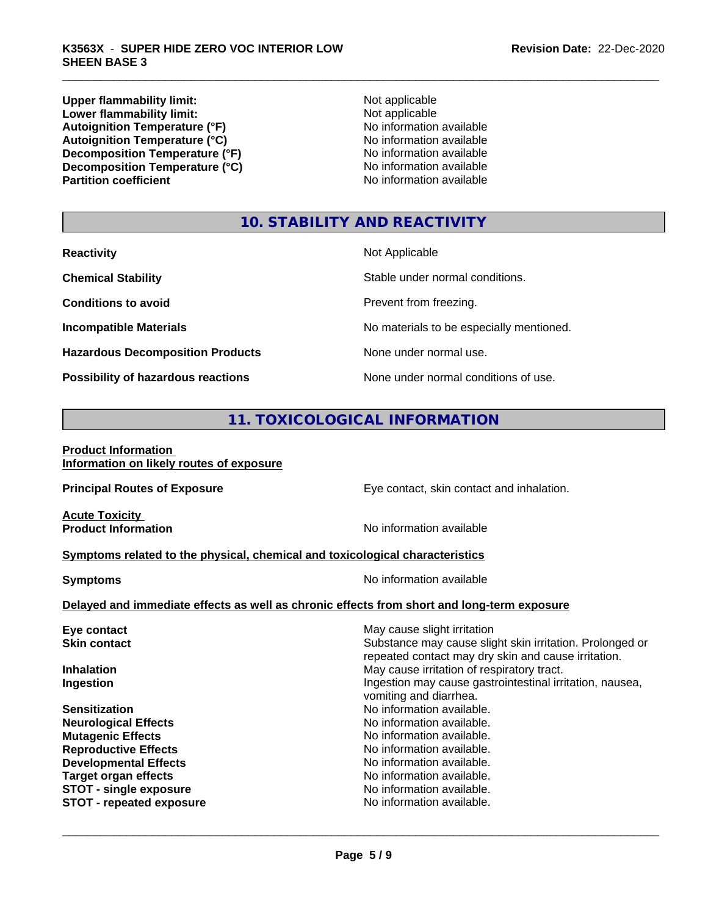| | |
|---|---|
| **Upper flammability limit:** | Not applicable |
| **Lower flammability limit:** | Not applicable |
| **Autoignition Temperature (°F)** | No information available |
| **Autoignition Temperature (°C)** | No information available |
| **Decomposition Temperature (°F)** | No information available |
| **Decomposition Temperature (°C)** | No information available |
| **Partition coefficient** | No information available |

## 10. STABILITY AND REACTIVITY

| | |
|---|---|
| **Reactivity** | Not Applicable |
| **Chemical Stability** | Stable under normal conditions. |
| **Conditions to avoid** | Prevent from freezing. |
| **Incompatible Materials** | No materials to be especially mentioned. |
| **Hazardous Decomposition Products** | None under normal use. |
| **Possibility of hazardous reactions** | None under normal conditions of use. |

## 11. TOXICOLOGICAL INFORMATION

**Product Information**

**Information on likely routes of exposure**

**Principal Routes of Exposure** Eye contact, skin contact and inhalation.

**Acute Toxicity**

**Product Information** No information available

**Symptoms related to the physical, chemical and toxicological characteristics**

**Symptoms** No information available

**Delayed and immediate effects as well as chronic effects from short and long-term exposure**

| | |
|---|---|
| **Eye contact** | May cause slight irritation |
| **Skin contact** | Substance may cause slight skin irritation. Prolonged or repeated contact may dry skin and cause irritation. |
| **Inhalation** | May cause irritation of respiratory tract. |
| **Ingestion** | Ingestion may cause gastrointestinal irritation, nausea, vomiting and diarrhea. |
| **Sensitization** | No information available. |
| **Neurological Effects** | No information available. |
| **Mutagenic Effects** | No information available. |
| **Reproductive Effects** | No information available. |
| **Developmental Effects** | No information available. |
| **Target organ effects** | No information available. |
| **STOT - single exposure** | No information available. |
| **STOT - repeated exposure** | No information available. |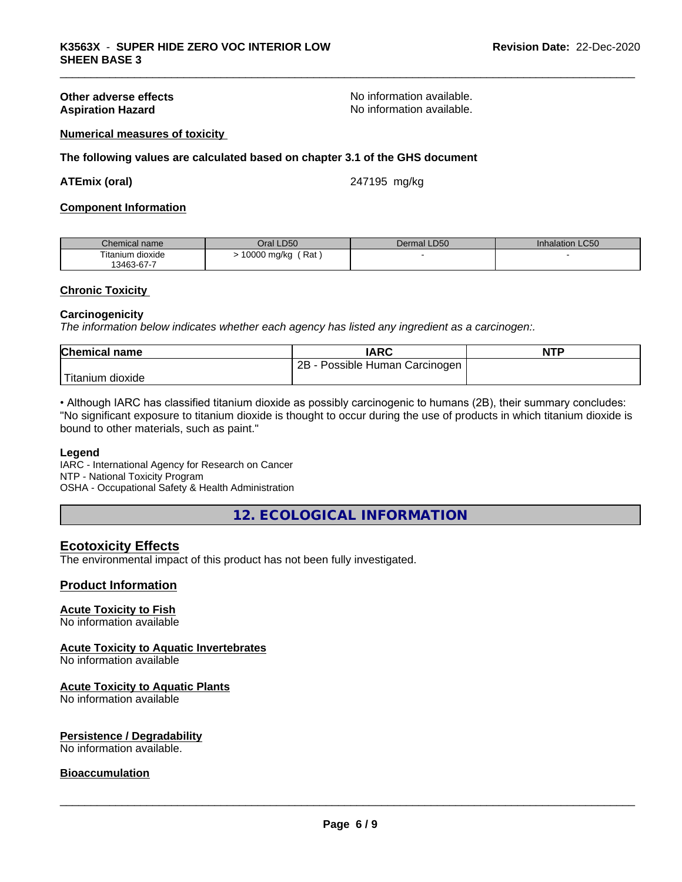**Other adverse effects** No information available.
**Aspiration Hazard** No information available.

**Numerical measures of toxicity**

**The following values are calculated based on chapter 3.1 of the GHS document**

**ATEmix (oral)** 247195 mg/kg

**Component Information**

| Chemical name | Oral LD50 | Dermal LD50 | Inhalation LC50 |
|---|---|---|---|
| Titanium dioxide 13463-67-7 | > 10000 mg/kg ( Rat ) | - | - |

**Chronic Toxicity**

**Carcinogenicity**
*The information below indicates whether each agency has listed any ingredient as a carcinogen:.*

| Chemical name | IARC | NTP |
|---|---|---|
| Titanium dioxide | 2B - Possible Human Carcinogen | |

• Although IARC has classified titanium dioxide as possibly carcinogenic to humans (2B), their summary concludes: "No significant exposure to titanium dioxide is thought to occur during the use of products in which titanium dioxide is bound to other materials, such as paint."

**Legend**
IARC - International Agency for Research on Cancer
NTP - National Toxicity Program
OSHA - Occupational Safety & Health Administration

## 12. ECOLOGICAL INFORMATION

### Ecotoxicity Effects
The environmental impact of this product has not been fully investigated.

### Product Information

**Acute Toxicity to Fish**
No information available

**Acute Toxicity to Aquatic Invertebrates**
No information available

**Acute Toxicity to Aquatic Plants**
No information available

**Persistence / Degradability**
No information available.

**Bioaccumulation**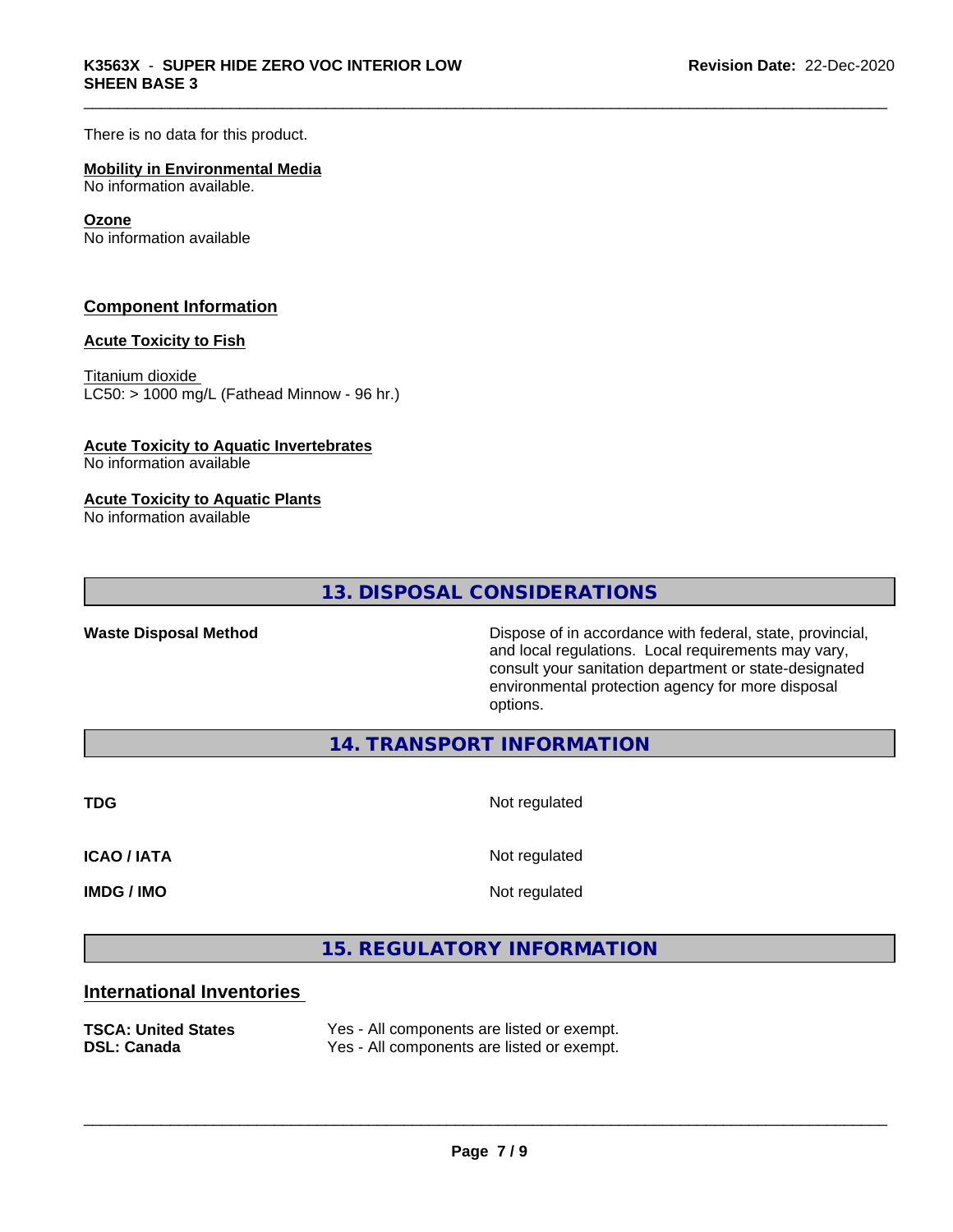There is no data for this product.

**Mobility in Environmental Media**
No information available.

**Ozone**
No information available

## Component Information

**Acute Toxicity to Fish**

Titanium dioxide
LC50: > 1000 mg/L (Fathead Minnow - 96 hr.)

**Acute Toxicity to Aquatic Invertebrates**
No information available

**Acute Toxicity to Aquatic Plants**
No information available

## 13. DISPOSAL CONSIDERATIONS

| | |
|---|---|
| **Waste Disposal Method** | Dispose of in accordance with federal, state, provincial, and local regulations. Local requirements may vary, consult your sanitation department or state-designated environmental protection agency for more disposal options. |

## 14. TRANSPORT INFORMATION

| | |
|---|---|
| **TDG** | Not regulated |
| **ICAO / IATA** | Not regulated |
| **IMDG / IMO** | Not regulated |

## 15. REGULATORY INFORMATION

### International Inventories

| | |
|---|---|
| **TSCA: United States** | Yes - All components are listed or exempt. |
| **DSL: Canada** | Yes - All components are listed or exempt. |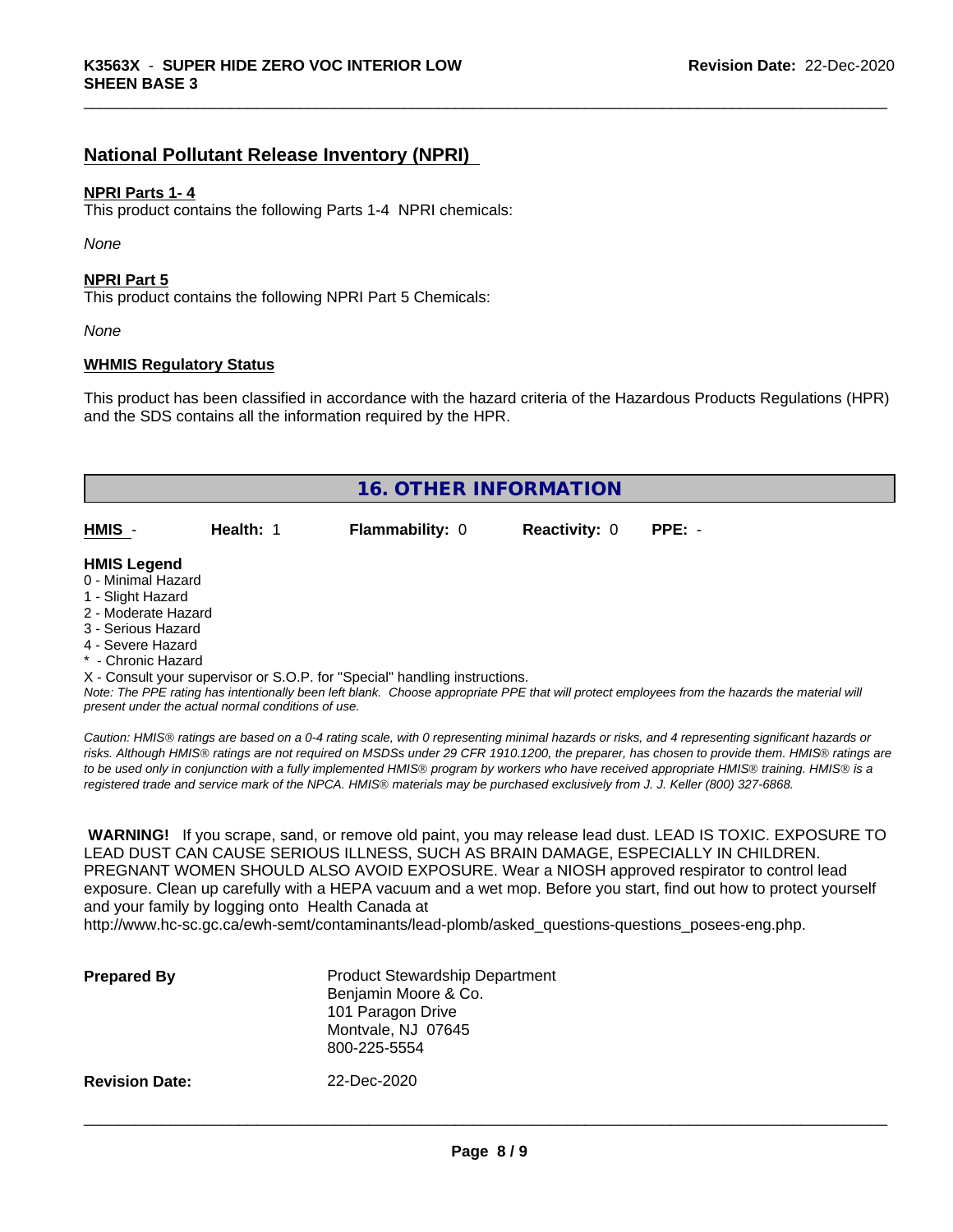## National Pollutant Release Inventory (NPRI)

**NPRI Parts 1- 4**

This product contains the following Parts 1-4 NPRI chemicals:

*None*

**NPRI Part 5**

This product contains the following NPRI Part 5 Chemicals:

*None*

**WHMIS Regulatory Status**

This product has been classified in accordance with the hazard criteria of the Hazardous Products Regulations (HPR) and the SDS contains all the information required by the HPR.

## 16. OTHER INFORMATION

| **HMIS** - | **Health:** 1 | **Flammability:** 0 | **Reactivity:** 0 | **PPE:** - |
|---|---|---|---|---|

**HMIS Legend**

0 - Minimal Hazard
1 - Slight Hazard
2 - Moderate Hazard
3 - Serious Hazard
4 - Severe Hazard
* - Chronic Hazard
X - Consult your supervisor or S.O.P. for "Special" handling instructions.

*Note: The PPE rating has intentionally been left blank. Choose appropriate PPE that will protect employees from the hazards the material will present under the actual normal conditions of use.*

*Caution: HMIS® ratings are based on a 0-4 rating scale, with 0 representing minimal hazards or risks, and 4 representing significant hazards or risks. Although HMIS® ratings are not required on MSDSs under 29 CFR 1910.1200, the preparer, has chosen to provide them. HMIS® ratings are to be used only in conjunction with a fully implemented HMIS® program by workers who have received appropriate HMIS® training. HMIS® is a registered trade and service mark of the NPCA. HMIS® materials may be purchased exclusively from J. J. Keller (800) 327-6868.*

**WARNING!** If you scrape, sand, or remove old paint, you may release lead dust. LEAD IS TOXIC. EXPOSURE TO LEAD DUST CAN CAUSE SERIOUS ILLNESS, SUCH AS BRAIN DAMAGE, ESPECIALLY IN CHILDREN. PREGNANT WOMEN SHOULD ALSO AVOID EXPOSURE. Wear a NIOSH approved respirator to control lead exposure. Clean up carefully with a HEPA vacuum and a wet mop. Before you start, find out how to protect yourself and your family by logging onto Health Canada at http://www.hc-sc.gc.ca/ewh-semt/contaminants/lead-plomb/asked_questions-questions_posees-eng.php.

**Prepared By**

Product Stewardship Department
Benjamin Moore & Co.
101 Paragon Drive
Montvale, NJ 07645
800-225-5554

**Revision Date:** 22-Dec-2020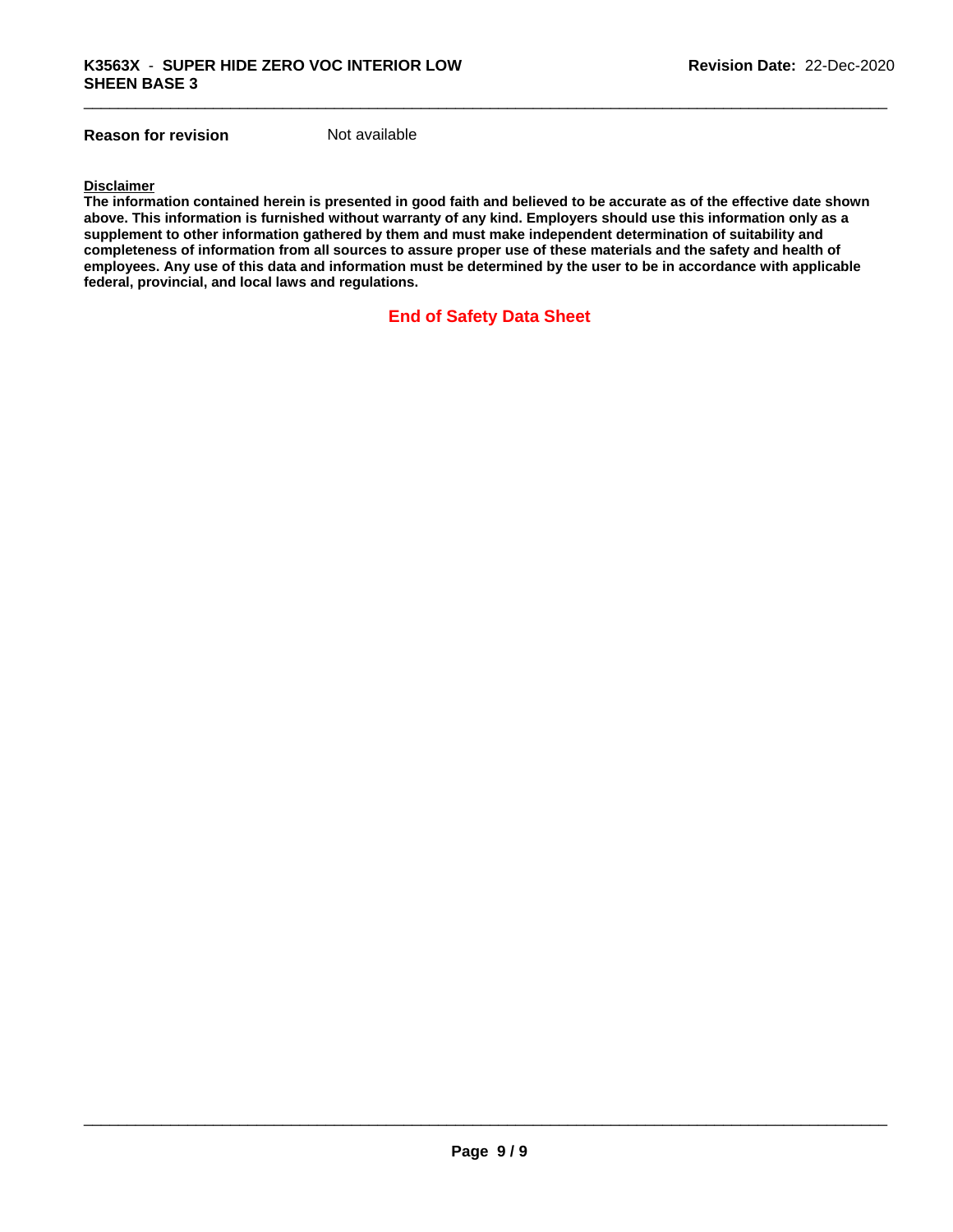**Reason for revision** Not available

**Disclaimer**

**The information contained herein is presented in good faith and believed to be accurate as of the effective date shown above. This information is furnished without warranty of any kind. Employers should use this information only as a supplement to other information gathered by them and must make independent determination of suitability and completeness of information from all sources to assure proper use of these materials and the safety and health of employees. Any use of this data and information must be determined by the user to be in accordance with applicable federal, provincial, and local laws and regulations.**

**End of Safety Data Sheet**